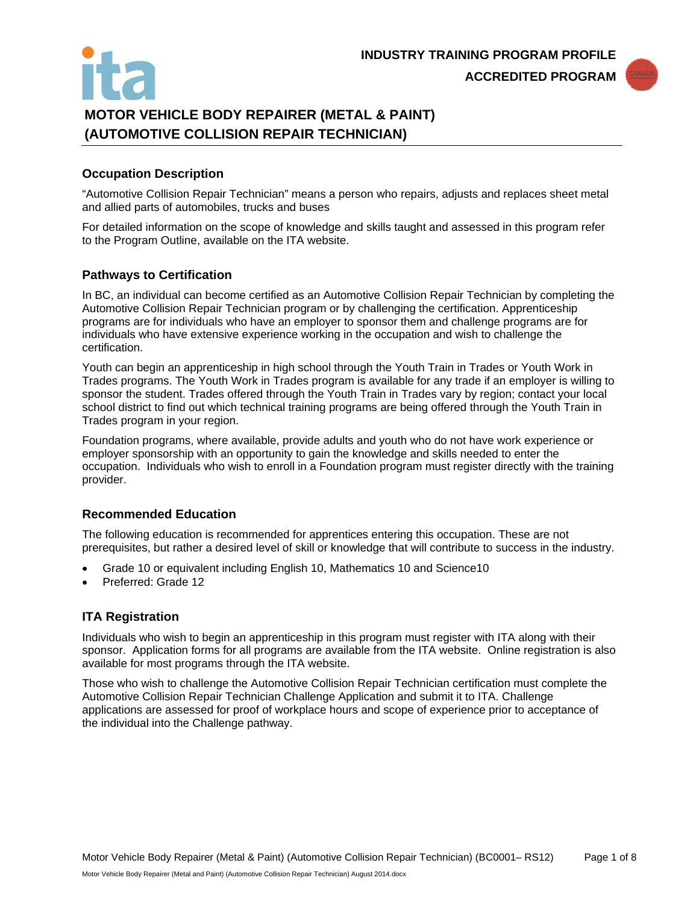INDUSTRY TRAINING PROGRAM PROFILE

ACCREDITED PROGRAM

# MOTOR VEHICLE BODY REPAIRER (METAL & PAINT) (AUTOMOTIVE COLLISION REPAIR TECHNICIAN)

## Occupation Description

"Automotive Collision Repair Technician" means a person who repairs, adjusts and replaces sheet metal and allied parts of automobiles, trucks and buses

For detailed information on the scope of knowledge and skills taught and assessed in this program refer to the Program Outline, available on the ITA website.

## Pathways to Certification

In BC, an individual can become certified as an Automotive Collision Repair Technician by completing the Automotive Collision Repair Technician program or by challenging the certification. Apprenticeship programs are for individuals who have an employer to sponsor them and challenge programs are for individuals who have extensive experience working in the occupation and wish to challenge the certification.

Youth can begin an apprenticeship in high school through the Youth Train in Trades or Youth Work in Trades programs. The Youth Work in Trades program is available for any trade if an employer is willing to sponsor the student. Trades offered through the Youth Train in Trades vary by region; contact your local school district to find out which technical training programs are being offered through the Youth Train in Trades program in your region.

Foundation programs, where available, provide adults and youth who do not have work experience or employer sponsorship with an opportunity to gain the knowledge and skills needed to enter the occupation. Individuals who wish to enroll in a Foundation program must register directly with the training provider.

## Recommended Education

The following education is recommended for apprentices entering this occupation. These are not prerequisites, but rather a desired level of skill or knowledge that will contribute to success in the industry.

- Grade 10 or equivalent including English 10, Mathematics 10 and Science10
- Preferred: Grade 12

## ITA Registration

Individuals who wish to begin an apprenticeship in this program must register with ITA along with their sponsor. Application forms for all programs are available from the ITA website. Online registration is also available for most programs through the ITA website.

Those who wish to challenge the Automotive Collision Repair Technician certification must complete the Automotive Collision Repair Technician Challenge Application and submit it to ITA. Challenge applications are assessed for proof of workplace hours and scope of experience prior to acceptance of the individual into the Challenge pathway.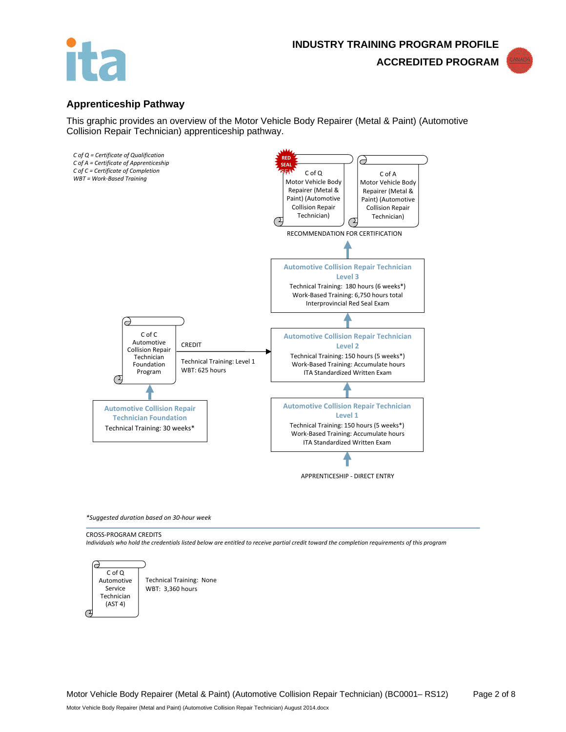## Apprenticeship Pathway

This graphic provides an overview of the Motor Vehicle Body Repairer (Metal & Paint) (Automotive Collision Repair Technician) apprenticeship pathway.

*C of Q = Certificate of Qualification*
*C of A = Certificate of Apprenticeship*
*C of C = Certificate of Completion*
*WBT = Work-Based Training*

RED SEAL

C of Q
Motor Vehicle Body Repairer (Metal & Paint) (Automotive Collision Repair Technician)

C of A
Motor Vehicle Body Repairer (Metal & Paint) (Automotive Collision Repair Technician)

RECOMMENDATION FOR CERTIFICATION

**Automotive Collision Repair Technician Level 3**
Technical Training: 180 hours (6 weeks*)
Work-Based Training: 6,750 hours total
Interprovincial Red Seal Exam

**Automotive Collision Repair Technician Level 2**
Technical Training: 150 hours (5 weeks*)
Work-Based Training: Accumulate hours
ITA Standardized Written Exam

C of C
Automotive Collision Repair Technician Foundation Program

CREDIT
Technical Training: Level 1
WBT: 625 hours

**Automotive Collision Repair Technician Foundation**
Technical Training: 30 weeks*

**Automotive Collision Repair Technician Level 1**
Technical Training: 150 hours (5 weeks*)
Work-Based Training: Accumulate hours
ITA Standardized Written Exam

APPRENTICESHIP - DIRECT ENTRY

*\*Suggested duration based on 30-hour week*

CROSS-PROGRAM CREDITS
*Individuals who hold the credentials listed below are entitled to receive partial credit toward the completion requirements of this program*

C of Q
Automotive Service Technician (AST 4)

Technical Training: None
WBT: 3,360 hours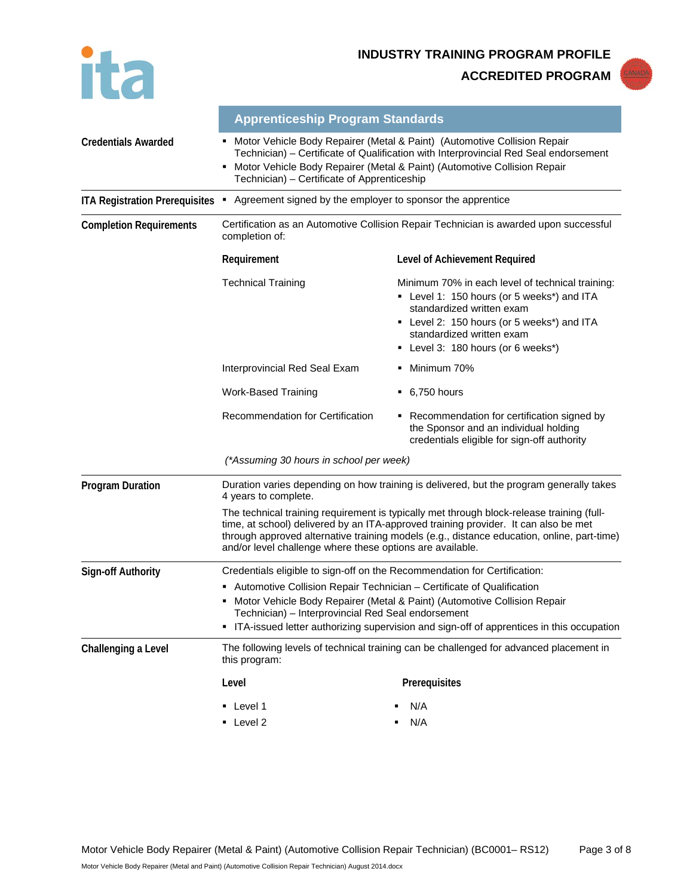**INDUSTRY TRAINING PROGRAM PROFILE**

**ACCREDITED PROGRAM**

## Apprenticeship Program Standards

**Credentials Awarded**

- Motor Vehicle Body Repairer (Metal & Paint) (Automotive Collision Repair Technician) – Certificate of Qualification with Interprovincial Red Seal endorsement
- Motor Vehicle Body Repairer (Metal & Paint) (Automotive Collision Repair Technician) – Certificate of Apprenticeship

**ITA Registration Prerequisites**

- Agreement signed by the employer to sponsor the apprentice

**Completion Requirements**

Certification as an Automotive Collision Repair Technician is awarded upon successful completion of:

| Requirement | Level of Achievement Required |
|---|---|
| Technical Training | Minimum 70% in each level of technical training:<br>▪ Level 1: 150 hours (or 5 weeks*) and ITA standardized written exam<br>▪ Level 2: 150 hours (or 5 weeks*) and ITA standardized written exam<br>▪ Level 3: 180 hours (or 6 weeks*) |
| Interprovincial Red Seal Exam | ▪ Minimum 70% |
| Work-Based Training | ▪ 6,750 hours |
| Recommendation for Certification | ▪ Recommendation for certification signed by the Sponsor and an individual holding credentials eligible for sign-off authority |

*(*Assuming 30 hours in school per week)*

**Program Duration**

Duration varies depending on how training is delivered, but the program generally takes 4 years to complete.

The technical training requirement is typically met through block-release training (full-time, at school) delivered by an ITA-approved training provider. It can also be met through approved alternative training models (e.g., distance education, online, part-time) and/or level challenge where these options are available.

**Sign-off Authority**

Credentials eligible to sign-off on the Recommendation for Certification:

- Automotive Collision Repair Technician – Certificate of Qualification
- Motor Vehicle Body Repairer (Metal & Paint) (Automotive Collision Repair Technician) – Interprovincial Red Seal endorsement
- ITA-issued letter authorizing supervision and sign-off of apprentices in this occupation

**Challenging a Level**

The following levels of technical training can be challenged for advanced placement in this program:

| Level | Prerequisites |
|---|---|
| ▪ Level 1 | ▪ N/A |
| ▪ Level 2 | ▪ N/A |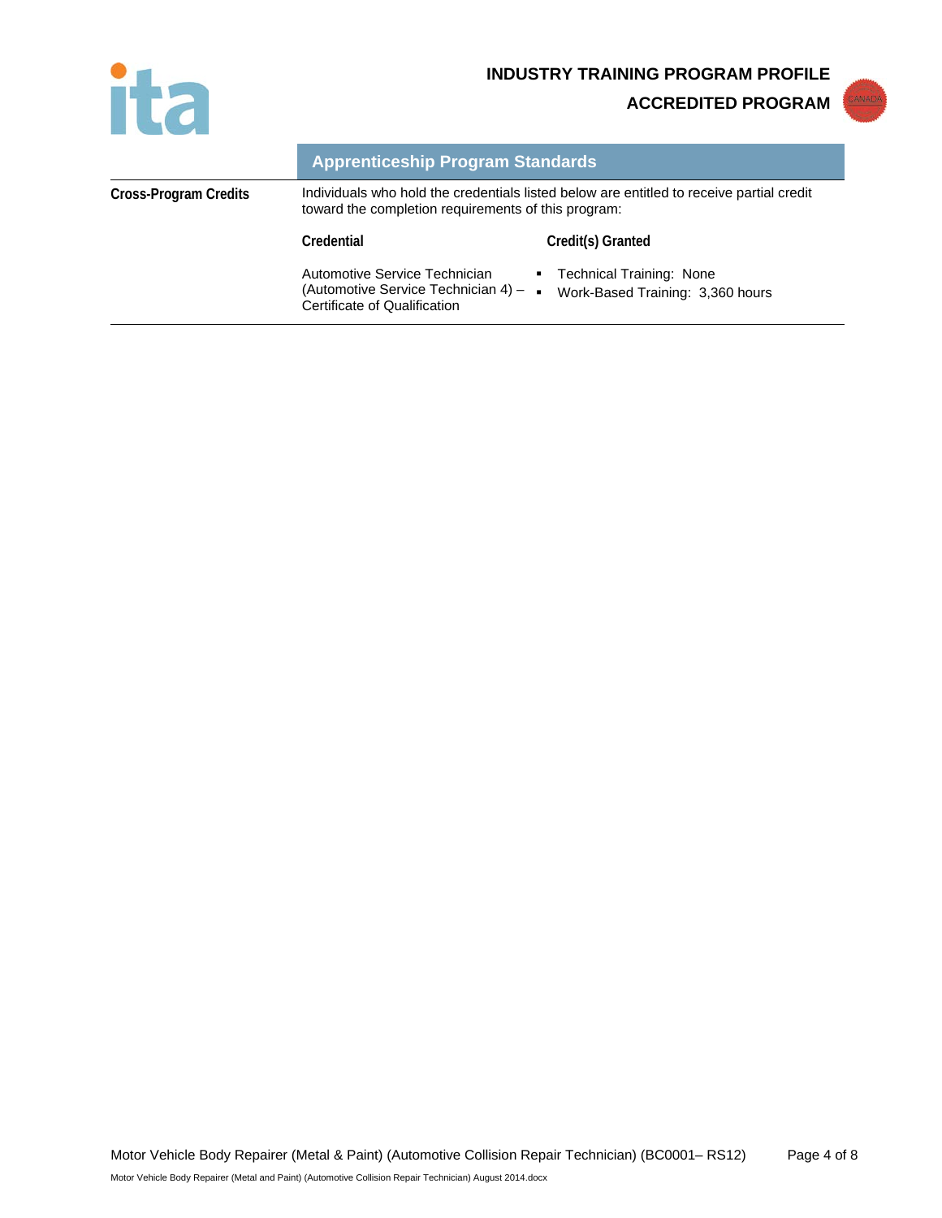## Apprenticeship Program Standards

**Cross-Program Credits**

Individuals who hold the credentials listed below are entitled to receive partial credit toward the completion requirements of this program:

| Credential | Credit(s) Granted |
| --- | --- |
| Automotive Service Technician (Automotive Service Technician 4) – Certificate of Qualification | ▪ Technical Training: None<br>▪ Work-Based Training: 3,360 hours |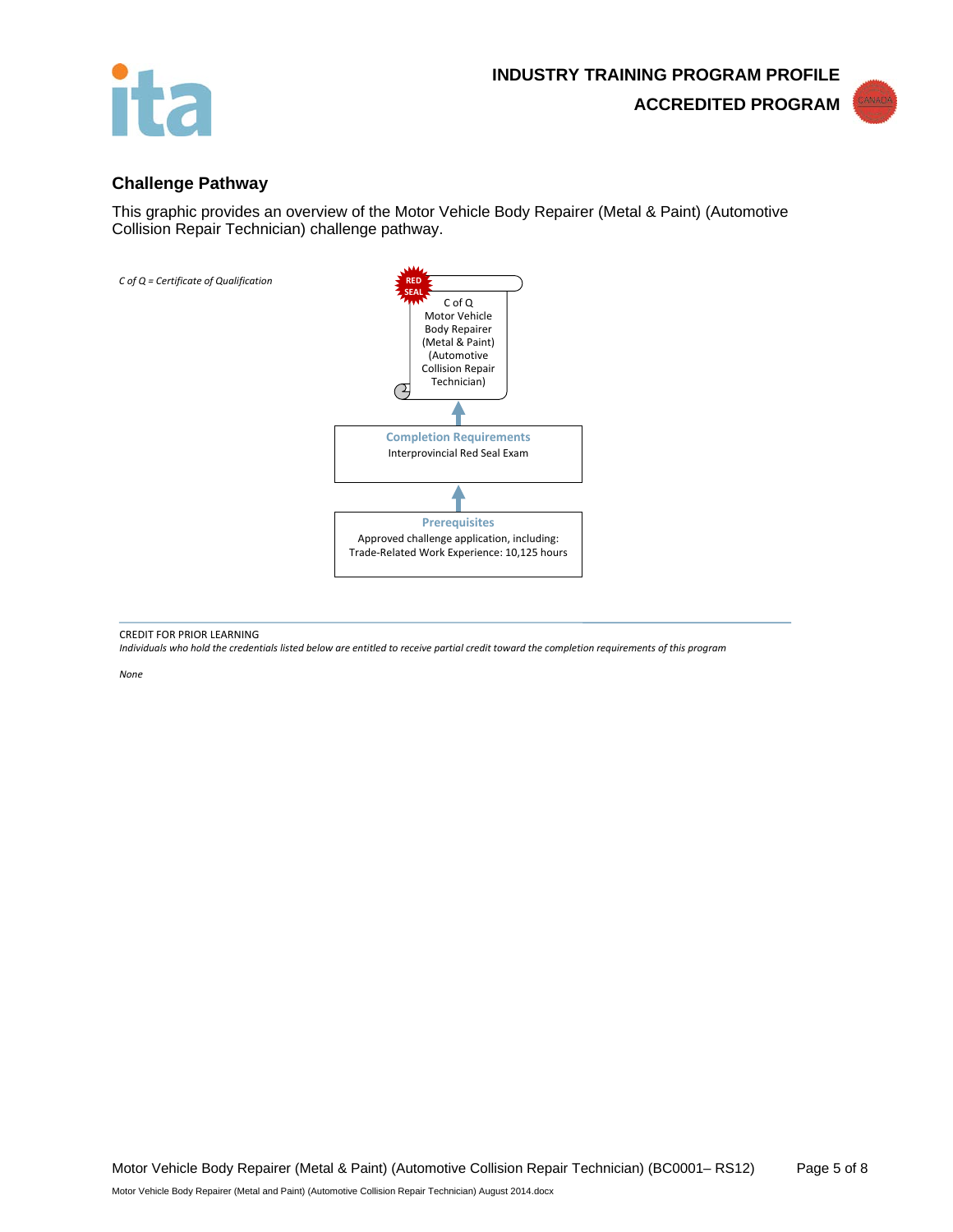## Challenge Pathway

This graphic provides an overview of the Motor Vehicle Body Repairer (Metal & Paint) (Automotive Collision Repair Technician) challenge pathway.

*C of Q = Certificate of Qualification*

RED SEAL

C of Q Motor Vehicle Body Repairer (Metal & Paint) (Automotive Collision Repair Technician)

↑

**Completion Requirements**
Interprovincial Red Seal Exam

↑

**Prerequisites**
Approved challenge application, including:
Trade-Related Work Experience: 10,125 hours

CREDIT FOR PRIOR LEARNING

*Individuals who hold the credentials listed below are entitled to receive partial credit toward the completion requirements of this program*

*None*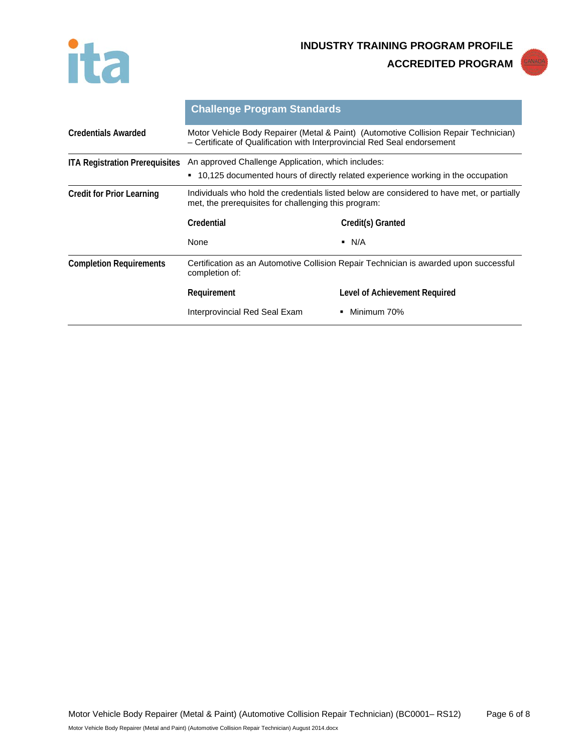## Challenge Program Standards

**Credentials Awarded**

Motor Vehicle Body Repairer (Metal & Paint) (Automotive Collision Repair Technician) – Certificate of Qualification with Interprovincial Red Seal endorsement

**ITA Registration Prerequisites**

An approved Challenge Application, which includes:

- 10,125 documented hours of directly related experience working in the occupation

**Credit for Prior Learning**

Individuals who hold the credentials listed below are considered to have met, or partially met, the prerequisites for challenging this program:

| Credential | Credit(s) Granted |
|---|---|
| None | N/A |

**Completion Requirements**

Certification as an Automotive Collision Repair Technician is awarded upon successful completion of:

| Requirement | Level of Achievement Required |
|---|---|
| Interprovincial Red Seal Exam | Minimum 70% |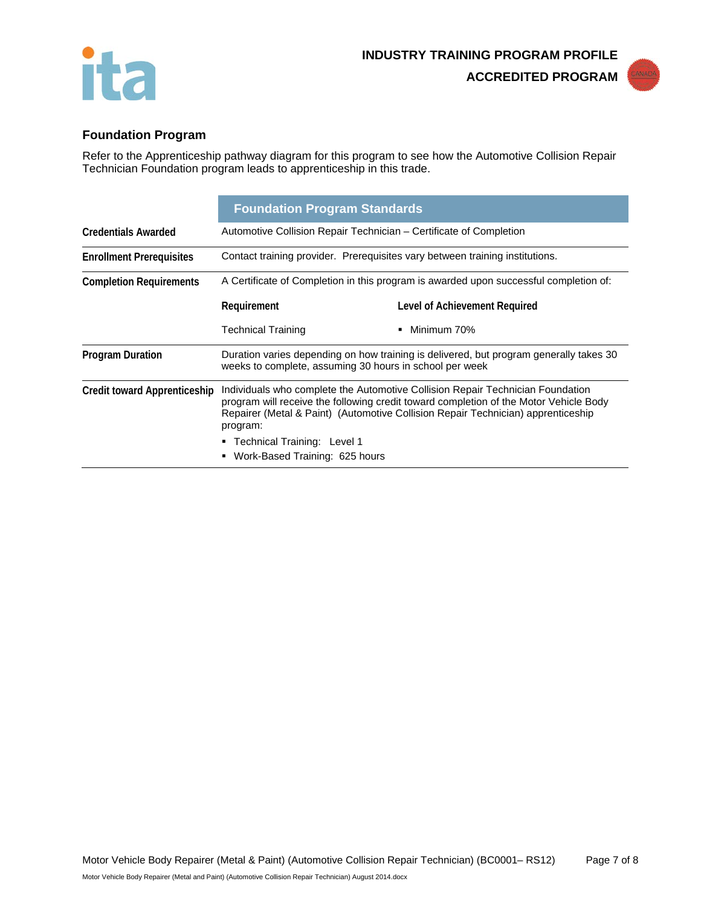## Foundation Program

Refer to the Apprenticeship pathway diagram for this program to see how the Automotive Collision Repair Technician Foundation program leads to apprenticeship in this trade.

| | Foundation Program Standards | |
|---|---|---|
| **Credentials Awarded** | Automotive Collision Repair Technician – Certificate of Completion | |
| **Enrollment Prerequisites** | Contact training provider. Prerequisites vary between training institutions. | |
| **Completion Requirements** | A Certificate of Completion in this program is awarded upon successful completion of: | |
| | **Requirement** | **Level of Achievement Required** |
| | Technical Training | ▪ Minimum 70% |
| **Program Duration** | Duration varies depending on how training is delivered, but program generally takes 30 weeks to complete, assuming 30 hours in school per week | |
| **Credit toward Apprenticeship** | Individuals who complete the Automotive Collision Repair Technician Foundation program will receive the following credit toward completion of the Motor Vehicle Body Repairer (Metal & Paint) (Automotive Collision Repair Technician) apprenticeship program:<br>▪ Technical Training: Level 1<br>▪ Work-Based Training: 625 hours | |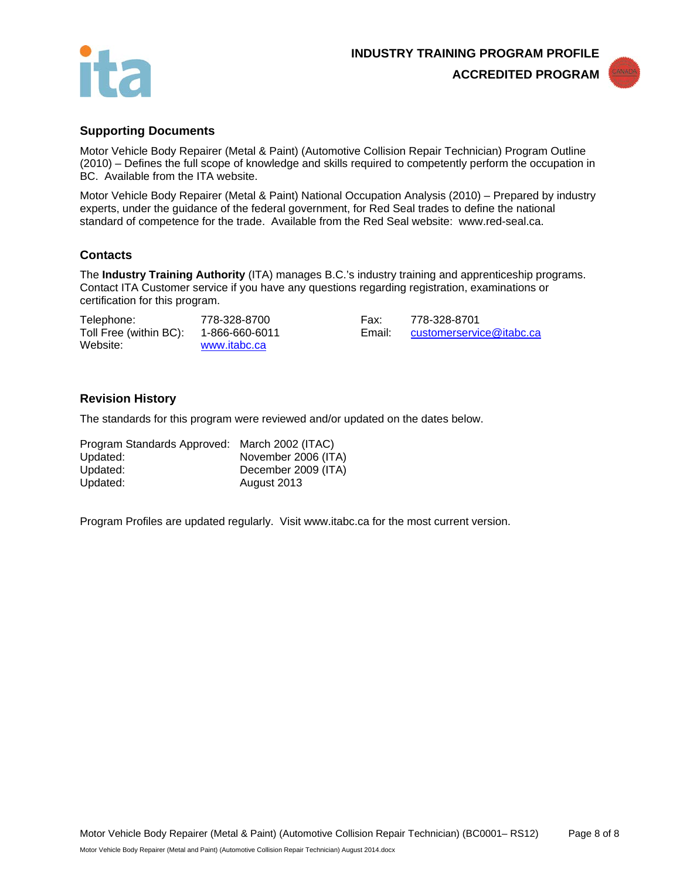## Supporting Documents

Motor Vehicle Body Repairer (Metal & Paint) (Automotive Collision Repair Technician) Program Outline (2010) – Defines the full scope of knowledge and skills required to competently perform the occupation in BC. Available from the ITA website.

Motor Vehicle Body Repairer (Metal & Paint) National Occupation Analysis (2010) – Prepared by industry experts, under the guidance of the federal government, for Red Seal trades to define the national standard of competence for the trade. Available from the Red Seal website: www.red-seal.ca.

## Contacts

The **Industry Training Authority** (ITA) manages B.C.'s industry training and apprenticeship programs. Contact ITA Customer service if you have any questions regarding registration, examinations or certification for this program.

| | | | |
|---|---|---|---|
| Telephone: | 778-328-8700 | Fax: | 778-328-8701 |
| Toll Free (within BC): | 1-866-660-6011 | Email: | customerservice@itabc.ca |
| Website: | www.itabc.ca | | |

## Revision History

The standards for this program were reviewed and/or updated on the dates below.

| | |
|---|---|
| Program Standards Approved: | March 2002 (ITAC) |
| Updated: | November 2006 (ITA) |
| Updated: | December 2009 (ITA) |
| Updated: | August 2013 |

Program Profiles are updated regularly. Visit www.itabc.ca for the most current version.